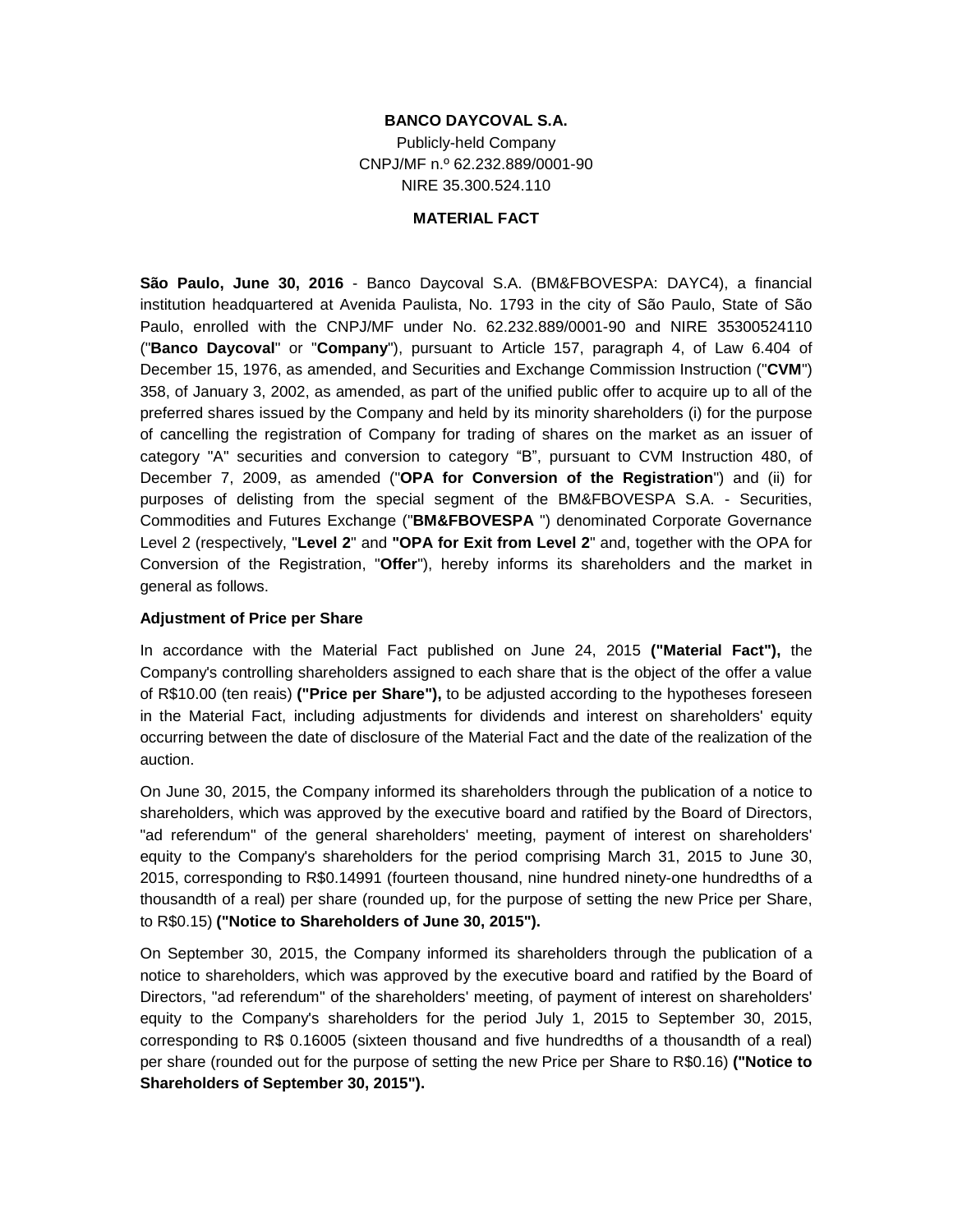**BANCO DAYCOVAL S.A.**

Publicly-held Company

CNPJ/MF n.º 62.232.889/0001-90

NIRE 35.300.524.110

**MATERIAL FACT**

**São Paulo, June 30, 2016** - Banco Daycoval S.A. (BM&FBOVESPA: DAYC4), a financial institution headquartered at Avenida Paulista, No. 1793 in the city of São Paulo, State of São Paulo, enrolled with the CNPJ/MF under No. 62.232.889/0001-90 and NIRE 35300524110 ("**Banco Daycoval**" or "**Company**"), pursuant to Article 157, paragraph 4, of Law 6.404 of December 15, 1976, as amended, and Securities and Exchange Commission Instruction ("**CVM**") 358, of January 3, 2002, as amended, as part of the unified public offer to acquire up to all of the preferred shares issued by the Company and held by its minority shareholders (i) for the purpose of cancelling the registration of Company for trading of shares on the market as an issuer of category "A" securities and conversion to category "B", pursuant to CVM Instruction 480, of December 7, 2009, as amended ("**OPA for Conversion of the Registration**") and (ii) for purposes of delisting from the special segment of the BM&FBOVESPA S.A. - Securities, Commodities and Futures Exchange ("**BM&FBOVESPA** ") denominated Corporate Governance Level 2 (respectively, "**Level 2**" and **"OPA for Exit from Level 2**" and, together with the OPA for Conversion of the Registration, "**Offer**"), hereby informs its shareholders and the market in general as follows.

**Adjustment of Price per Share**

In accordance with the Material Fact published on June 24, 2015 **("Material Fact"),** the Company's controlling shareholders assigned to each share that is the object of the offer a value of R$10.00 (ten reais) **("Price per Share"),** to be adjusted according to the hypotheses foreseen in the Material Fact, including adjustments for dividends and interest on shareholders' equity occurring between the date of disclosure of the Material Fact and the date of the realization of the auction.

On June 30, 2015, the Company informed its shareholders through the publication of a notice to shareholders, which was approved by the executive board and ratified by the Board of Directors, "ad referendum" of the general shareholders' meeting, payment of interest on shareholders' equity to the Company's shareholders for the period comprising March 31, 2015 to June 30, 2015, corresponding to R$0.14991 (fourteen thousand, nine hundred ninety-one hundredths of a thousandth of a real) per share (rounded up, for the purpose of setting the new Price per Share, to R$0.15) **("Notice to Shareholders of June 30, 2015").**

On September 30, 2015, the Company informed its shareholders through the publication of a notice to shareholders, which was approved by the executive board and ratified by the Board of Directors, "ad referendum" of the shareholders' meeting, of payment of interest on shareholders' equity to the Company's shareholders for the period July 1, 2015 to September 30, 2015, corresponding to R$ 0.16005 (sixteen thousand and five hundredths of a thousandth of a real) per share (rounded out for the purpose of setting the new Price per Share to R$0.16) **("Notice to Shareholders of September 30, 2015").**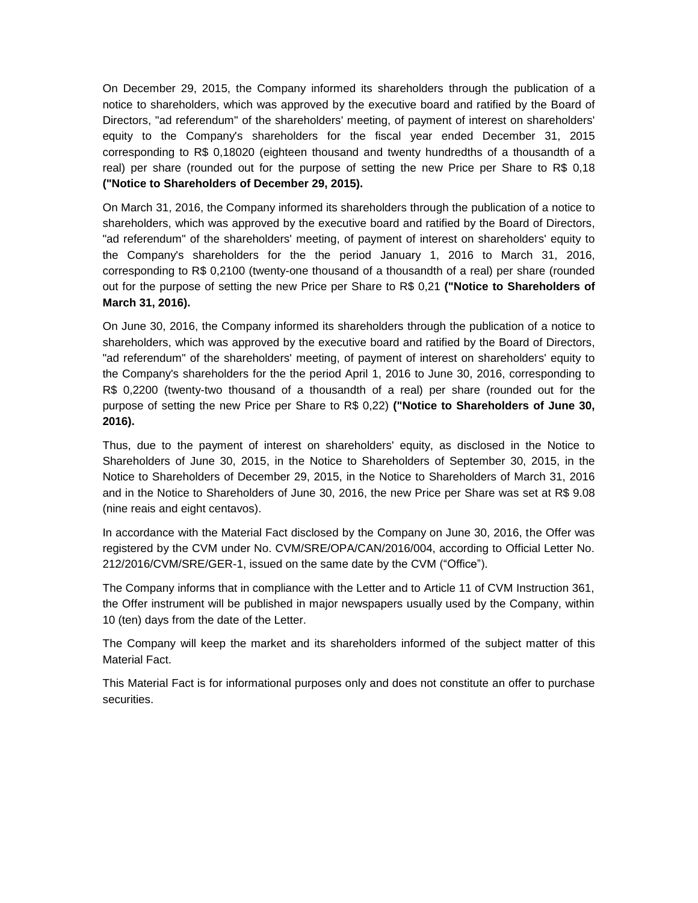On December 29, 2015, the Company informed its shareholders through the publication of a notice to shareholders, which was approved by the executive board and ratified by the Board of Directors, "ad referendum" of the shareholders' meeting, of payment of interest on shareholders' equity to the Company's shareholders for the fiscal year ended December 31, 2015 corresponding to R$ 0,18020 (eighteen thousand and twenty hundredths of a thousandth of a real) per share (rounded out for the purpose of setting the new Price per Share to R$ 0,18 **("Notice to Shareholders of December 29, 2015).**

On March 31, 2016, the Company informed its shareholders through the publication of a notice to shareholders, which was approved by the executive board and ratified by the Board of Directors, "ad referendum" of the shareholders' meeting, of payment of interest on shareholders' equity to the Company's shareholders for the the period January 1, 2016 to March 31, 2016, corresponding to R$ 0,2100 (twenty-one thousand of a thousandth of a real) per share (rounded out for the purpose of setting the new Price per Share to R$ 0,21 **("Notice to Shareholders of March 31, 2016).**

On June 30, 2016, the Company informed its shareholders through the publication of a notice to shareholders, which was approved by the executive board and ratified by the Board of Directors, "ad referendum" of the shareholders' meeting, of payment of interest on shareholders' equity to the Company's shareholders for the the period April 1, 2016 to June 30, 2016, corresponding to R$ 0,2200 (twenty-two thousand of a thousandth of a real) per share (rounded out for the purpose of setting the new Price per Share to R$ 0,22) **("Notice to Shareholders of June 30, 2016).**

Thus, due to the payment of interest on shareholders' equity, as disclosed in the Notice to Shareholders of June 30, 2015, in the Notice to Shareholders of September 30, 2015, in the Notice to Shareholders of December 29, 2015, in the Notice to Shareholders of March 31, 2016 and in the Notice to Shareholders of June 30, 2016, the new Price per Share was set at R$ 9.08 (nine reais and eight centavos).

In accordance with the Material Fact disclosed by the Company on June 30, 2016, the Offer was registered by the CVM under No. CVM/SRE/OPA/CAN/2016/004, according to Official Letter No. 212/2016/CVM/SRE/GER-1, issued on the same date by the CVM ("Office").

The Company informs that in compliance with the Letter and to Article 11 of CVM Instruction 361, the Offer instrument will be published in major newspapers usually used by the Company, within 10 (ten) days from the date of the Letter.

The Company will keep the market and its shareholders informed of the subject matter of this Material Fact.

This Material Fact is for informational purposes only and does not constitute an offer to purchase securities.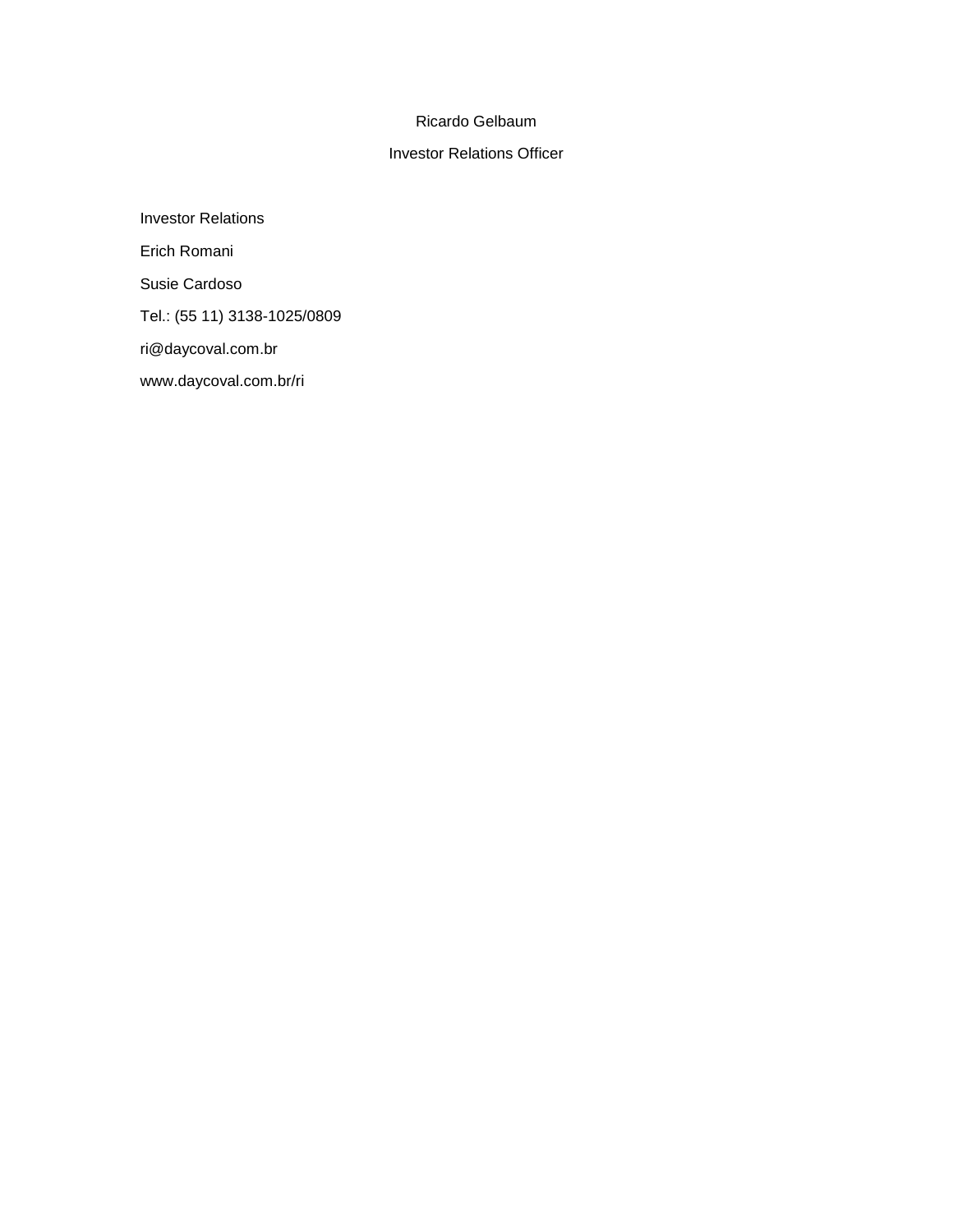Ricardo Gelbaum

Investor Relations Officer

Investor Relations

Erich Romani

Susie Cardoso

Tel.: (55 11) 3138-1025/0809

ri@daycoval.com.br

www.daycoval.com.br/ri